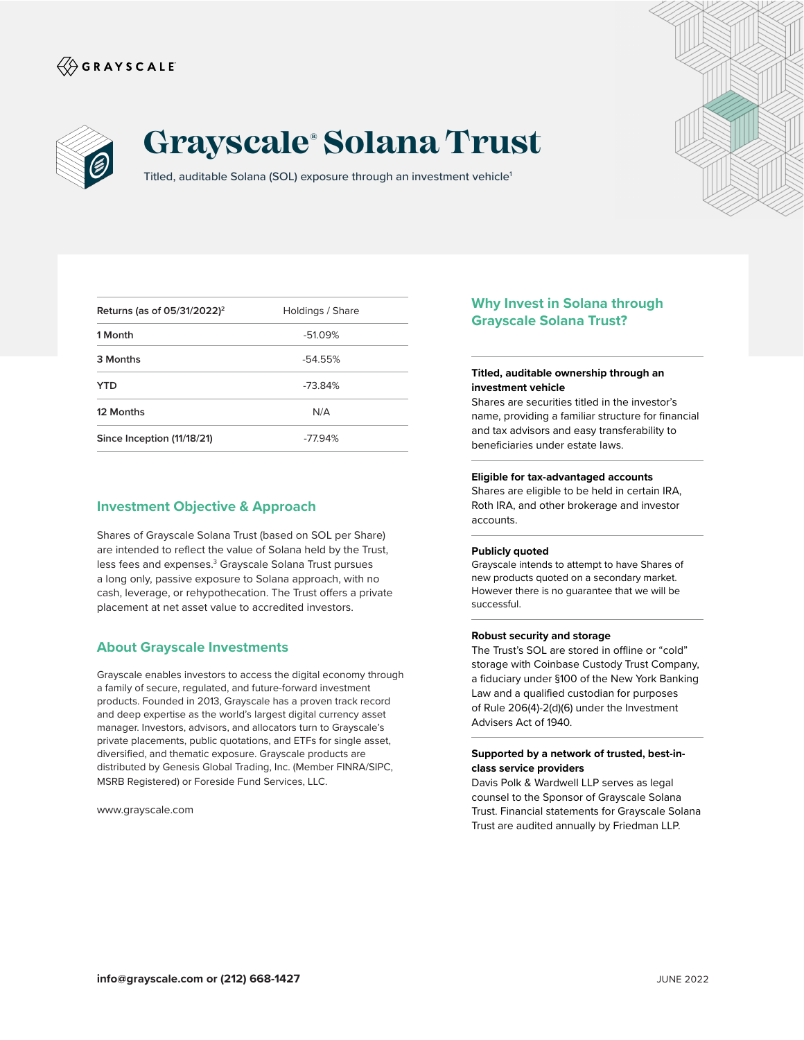# Grayscale® Solana Trust

Titled, auditable Solana (SOL) exposure through an investment vehicle[1]

| Returns (as of 05/31/2022)[2] | Holdings / Share |
|---|---|
| 1 Month | -51.09% |
| 3 Months | -54.55% |
| YTD | -73.84% |
| 12 Months | N/A |
| Since Inception (11/18/21) | -77.94% |

## Investment Objective & Approach

Shares of Grayscale Solana Trust (based on SOL per Share) are intended to reflect the value of Solana held by the Trust, less fees and expenses.[3] Grayscale Solana Trust pursues a long only, passive exposure to Solana approach, with no cash, leverage, or rehypothecation. The Trust offers a private placement at net asset value to accredited investors.

## About Grayscale Investments

Grayscale enables investors to access the digital economy through a family of secure, regulated, and future-forward investment products. Founded in 2013, Grayscale has a proven track record and deep expertise as the world's largest digital currency asset manager. Investors, advisors, and allocators turn to Grayscale's private placements, public quotations, and ETFs for single asset, diversified, and thematic exposure. Grayscale products are distributed by Genesis Global Trading, Inc. (Member FINRA/SIPC, MSRB Registered) or Foreside Fund Services, LLC.

www.grayscale.com

## Why Invest in Solana through Grayscale Solana Trust?

**Titled, auditable ownership through an investment vehicle**
Shares are securities titled in the investor's name, providing a familiar structure for financial and tax advisors and easy transferability to beneficiaries under estate laws.

**Eligible for tax-advantaged accounts**
Shares are eligible to be held in certain IRA, Roth IRA, and other brokerage and investor accounts.

**Publicly quoted**
Grayscale intends to attempt to have Shares of new products quoted on a secondary market. However there is no guarantee that we will be successful.

**Robust security and storage**
The Trust's SOL are stored in offline or "cold" storage with Coinbase Custody Trust Company, a fiduciary under §100 of the New York Banking Law and a qualified custodian for purposes of Rule 206(4)-2(d)(6) under the Investment Advisers Act of 1940.

**Supported by a network of trusted, best-in-class service providers**
Davis Polk & Wardwell LLP serves as legal counsel to the Sponsor of Grayscale Solana Trust. Financial statements for Grayscale Solana Trust are audited annually by Friedman LLP.

**info@grayscale.com or (212) 668-1427**

JUNE 2022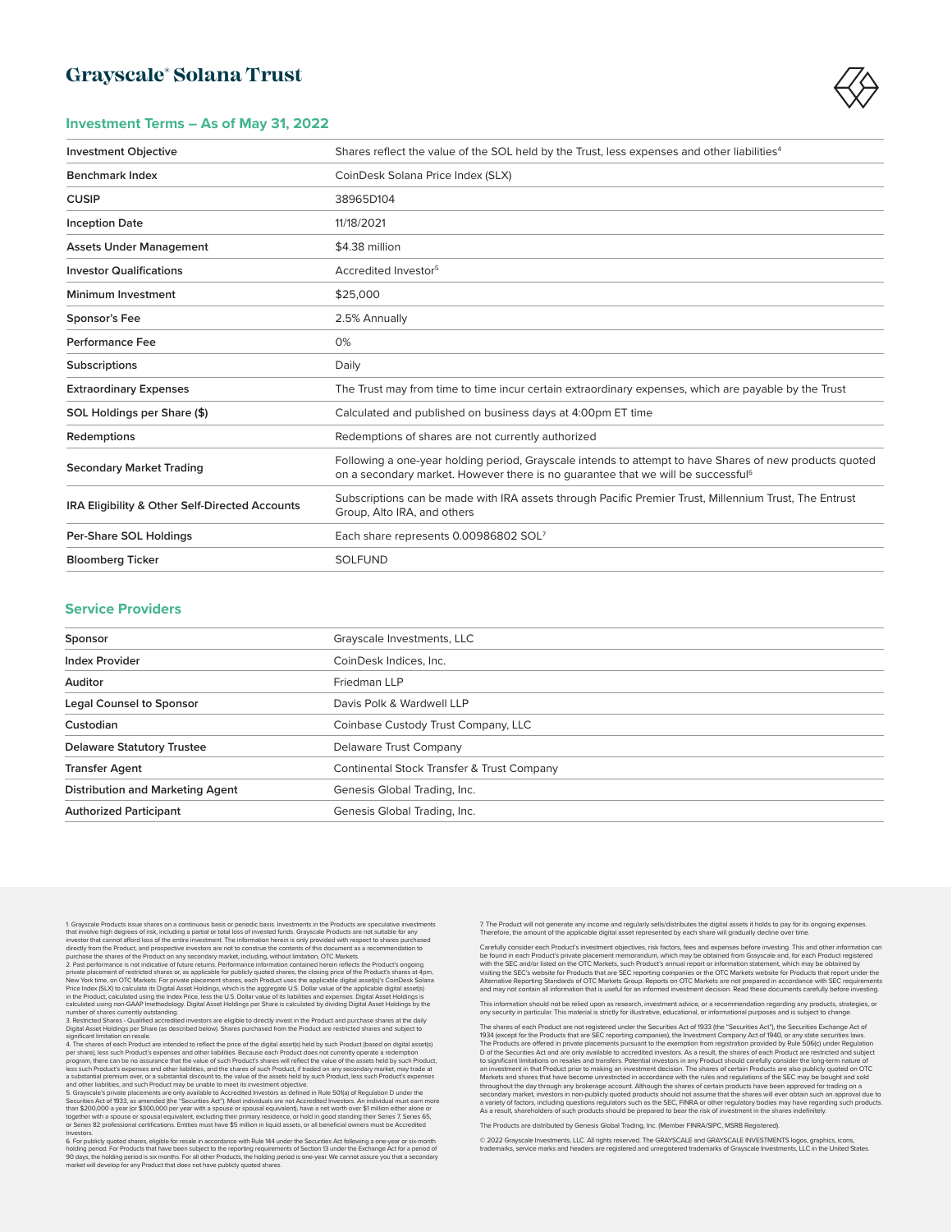# Grayscale® Solana Trust

## Investment Terms – As of May 31, 2022

| | |
|---|---|
| **Investment Objective** | Shares reflect the value of the SOL held by the Trust, less expenses and other liabilities[4] |
| **Benchmark Index** | CoinDesk Solana Price Index (SLX) |
| **CUSIP** | 38965D104 |
| **Inception Date** | 11/18/2021 |
| **Assets Under Management** | $4.38 million |
| **Investor Qualifications** | Accredited Investor[5] |
| **Minimum Investment** | $25,000 |
| **Sponsor's Fee** | 2.5% Annually |
| **Performance Fee** | 0% |
| **Subscriptions** | Daily |
| **Extraordinary Expenses** | The Trust may from time to time incur certain extraordinary expenses, which are payable by the Trust |
| **SOL Holdings per Share ($)** | Calculated and published on business days at 4:00pm ET time |
| **Redemptions** | Redemptions of shares are not currently authorized |
| **Secondary Market Trading** | Following a one-year holding period, Grayscale intends to attempt to have Shares of new products quoted on a secondary market. However there is no guarantee that we will be successful[6] |
| **IRA Eligibility & Other Self-Directed Accounts** | Subscriptions can be made with IRA assets through Pacific Premier Trust, Millennium Trust, The Entrust Group, Alto IRA, and others |
| **Per-Share SOL Holdings** | Each share represents 0.00986802 SOL[7] |
| **Bloomberg Ticker** | SOLFUND |

## Service Providers

| | |
|---|---|
| **Sponsor** | Grayscale Investments, LLC |
| **Index Provider** | CoinDesk Indices, Inc. |
| **Auditor** | Friedman LLP |
| **Legal Counsel to Sponsor** | Davis Polk & Wardwell LLP |
| **Custodian** | Coinbase Custody Trust Company, LLC |
| **Delaware Statutory Trustee** | Delaware Trust Company |
| **Transfer Agent** | Continental Stock Transfer & Trust Company |
| **Distribution and Marketing Agent** | Genesis Global Trading, Inc. |
| **Authorized Participant** | Genesis Global Trading, Inc. |

1. Grayscale Products issue shares on a continuous basis or periodic basis. Investments in the Products are speculative investments that involve high degrees of risk, including a partial or total loss of invested funds. Grayscale Products are not suitable for any investor that cannot afford loss of the entire investment. The information herein is only provided with respect to shares purchased directly from the Product, and prospective investors are not to construe the contents of this document as a recommendation to purchase the shares of the Product on any secondary market, including, without limitation, OTC Markets.

2. Past performance is not indicative of future returns. Performance information contained herein reflects the Product's ongoing private placement of restricted shares or, as applicable for publicly quoted shares, the closing price of the Product's shares at 4pm, New York time, on OTC Markets. For private placement shares, each Product uses the applicable digital asset(s)'s CoinDesk Solana Price Index (SLX) to calculate its Digital Asset Holdings, which is the aggregate U.S. Dollar value of the applicable digital asset(s) in the Product, calculated using the Index Price, less the U.S. Dollar value of its liabilities and expenses. Digital Asset Holdings is calculated using non-GAAP methodology. Digital Asset Holdings per Share is calculated by dividing Digital Asset Holdings by the number of shares currently outstanding.

3. Restricted Shares - Qualified accredited investors are eligible to directly invest in the Product and purchase shares at the daily Digital Asset Holdings per Share (as described below). Shares purchased from the Product are restricted shares and subject to significant limitation on resale.

4. The shares of each Product are intended to reflect the price of the digital asset(s) held by such Product (based on digital asset(s) per share), less such Product's expenses and other liabilities. Because each Product does not currently operate a redemption program, there can be no assurance that the value of such Product's shares will reflect the value of the assets held by such Product, less such Product's expenses and other liabilities, and the shares of such Product, if traded on any secondary market, may trade at a substantial premium over, or a substantial discount to, the value of the assets held by such Product, less such Product's expenses and other liabilities, and such Product may be unable to meet its investment objective.

5. Grayscale's private placements are only available to Accredited Investors as defined in Rule 501(a) of Regulation D under the Securities Act of 1933, as amended (the "Securities Act"). Most individuals are not Accredited Investors. An individual must earn more than $200,000 a year (or $300,000 per year with a spouse or spousal equivalent), have a net worth over $1 million either alone or together with a spouse or spousal equivalent, excluding their primary residence, or hold in good standing their Series 7, Series 65, or Series 82 professional certifications. Entities must have $5 million in liquid assets, or all beneficial owners must be Accredited Investors.

6. For publicly quoted shares, eligible for resale in accordance with Rule 144 under the Securities Act following a one-year or six-month holding period. For Products that have been subject to the reporting requirements of Section 13 under the Exchange Act for a period of 90 days, the holding period is six months. For all other Products, the holding period is one-year. We cannot assure you that a secondary market will develop for any Product that does not have publicly quoted shares.

7. The Product will not generate any income and regularly sells/distributes the digital assets it holds to pay for its ongoing expenses. Therefore, the amount of the applicable digital asset represented by each share will gradually decline over time.

Carefully consider each Product's investment objectives, risk factors, fees and expenses before investing. This and other information can be found in each Product's private placement memorandum, which may be obtained from Grayscale and, for each Product registered with the SEC and/or listed on the OTC Markets, such Product's annual report or information statement, which may be obtained by visiting the SEC's website for Products that are SEC reporting companies or the OTC Markets website for Products that report under the Alternative Reporting Standards of OTC Markets Group. Reports on OTC Markets are not prepared in accordance with SEC requirements and may not contain all information that is useful for an informed investment decision. Read these documents carefully before investing.

This information should not be relied upon as research, investment advice, or a recommendation regarding any products, strategies, or any security in particular. This material is strictly for illustrative, educational, or informational purposes and is subject to change.

The shares of each Product are not registered under the Securities Act of 1933 (the "Securities Act"), the Securities Exchange Act of 1934 (except for the Products that are SEC reporting companies), the Investment Company Act of 1940, or any state securities laws. The Products are offered in private placements pursuant to the exemption from registration provided by Rule 506(c) under Regulation D of the Securities Act and are only available to accredited investors. As a result, the shares of each Product are restricted and subject to significant limitations on resales and transfers. Potential investors in any Product should carefully consider the long-term nature of an investment in that Product prior to making an investment decision. The shares of certain Products are also publicly quoted on OTC Markets and shares that have become unrestricted in accordance with the rules and regulations of the SEC may be bought and sold throughout the day through any brokerage account. Although the shares of certain products have been approved for trading on a secondary market, investors in non-publicly quoted products should not assume that the shares will ever obtain such an approval due to a variety of factors, including questions regulators such as the SEC, FINRA or other regulatory bodies may have regarding such products. As a result, shareholders of such products should be prepared to bear the risk of investment in the shares indefinitely.

The Products are distributed by Genesis Global Trading, Inc. (Member FINRA/SIPC, MSRB Registered).

© 2022 Grayscale Investments, LLC. All rights reserved. The GRAYSCALE and GRAYSCALE INVESTMENTS logos, graphics, icons, trademarks, service marks and headers are registered and unregistered trademarks of Grayscale Investments, LLC in the United States.